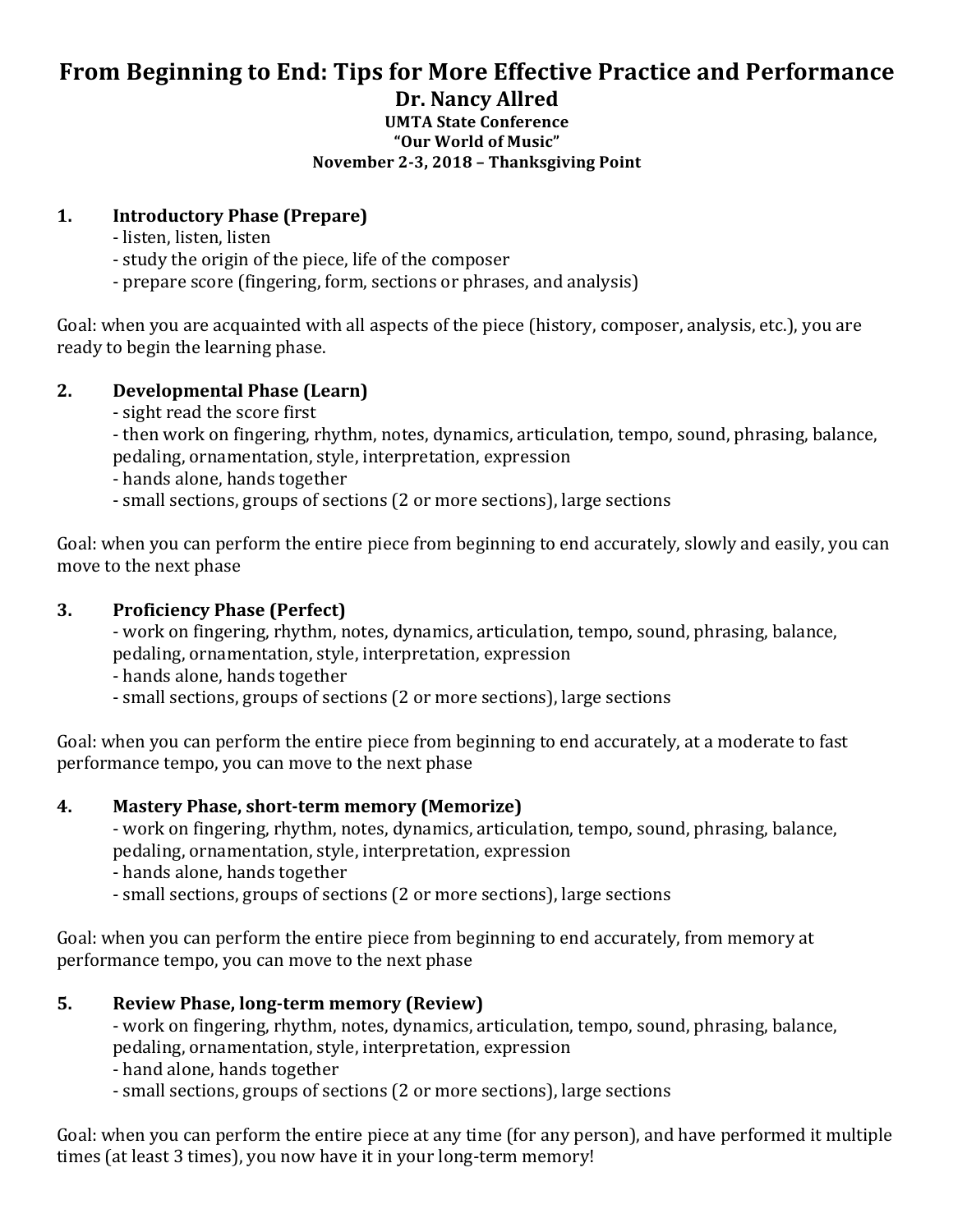# From Beginning to End: Tips for More Effective Practice and Performance

**Dr. Nancy Allred**

**UMTA State Conference**

**"Our World of Music"**

**November 2-3, 2018 – Thanksgiving Point**

**1. Introductory Phase (Prepare)**

- listen, listen, listen
- study the origin of the piece, life of the composer
- prepare score (fingering, form, sections or phrases, and analysis)

Goal: when you are acquainted with all aspects of the piece (history, composer, analysis, etc.), you are ready to begin the learning phase.

**2. Developmental Phase (Learn)**

- sight read the score first
- then work on fingering, rhythm, notes, dynamics, articulation, tempo, sound, phrasing, balance, pedaling, ornamentation, style, interpretation, expression
- hands alone, hands together
- small sections, groups of sections (2 or more sections), large sections

Goal: when you can perform the entire piece from beginning to end accurately, slowly and easily, you can move to the next phase

**3. Proficiency Phase (Perfect)**

- work on fingering, rhythm, notes, dynamics, articulation, tempo, sound, phrasing, balance, pedaling, ornamentation, style, interpretation, expression
- hands alone, hands together
- small sections, groups of sections (2 or more sections), large sections

Goal: when you can perform the entire piece from beginning to end accurately, at a moderate to fast performance tempo, you can move to the next phase

**4. Mastery Phase, short-term memory (Memorize)**

- work on fingering, rhythm, notes, dynamics, articulation, tempo, sound, phrasing, balance, pedaling, ornamentation, style, interpretation, expression
- hands alone, hands together
- small sections, groups of sections (2 or more sections), large sections

Goal: when you can perform the entire piece from beginning to end accurately, from memory at performance tempo, you can move to the next phase

**5. Review Phase, long-term memory (Review)**

- work on fingering, rhythm, notes, dynamics, articulation, tempo, sound, phrasing, balance, pedaling, ornamentation, style, interpretation, expression
- hand alone, hands together
- small sections, groups of sections (2 or more sections), large sections

Goal: when you can perform the entire piece at any time (for any person), and have performed it multiple times (at least 3 times), you now have it in your long-term memory!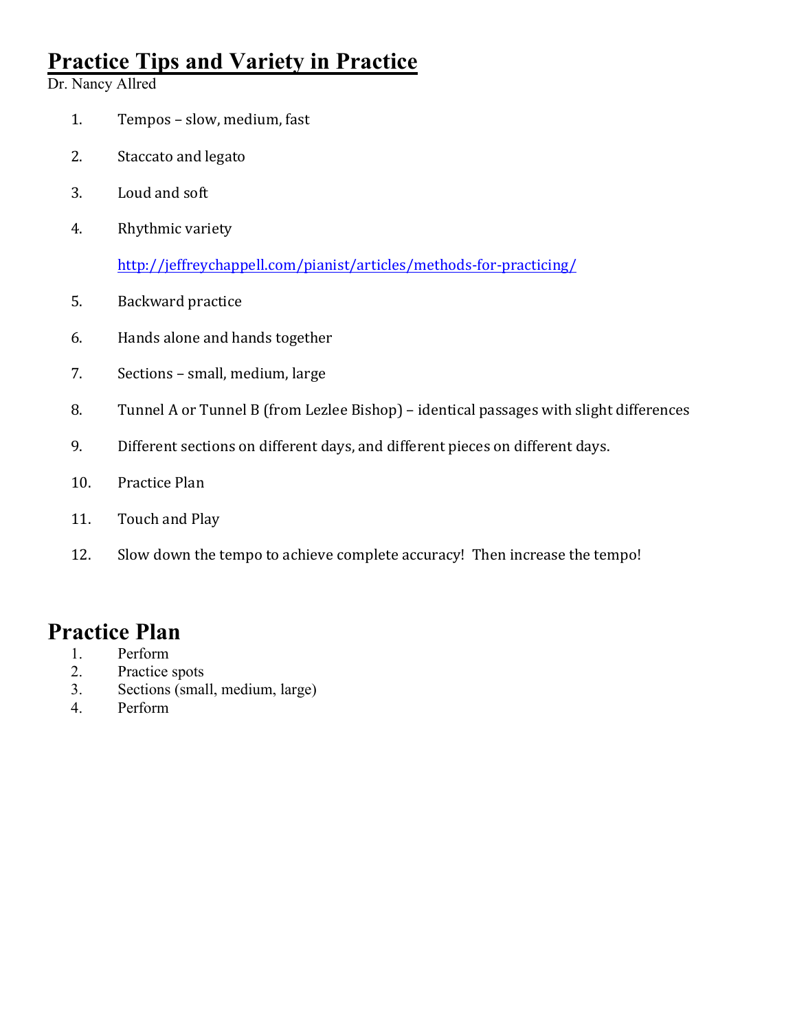# Practice Tips and Variety in Practice

Dr. Nancy Allred

1. Tempos – slow, medium, fast
2. Staccato and legato
3. Loud and soft
4. Rhythmic variety

   http://jeffreychappell.com/pianist/articles/methods-for-practicing/

5. Backward practice
6. Hands alone and hands together
7. Sections – small, medium, large
8. Tunnel A or Tunnel B (from Lezlee Bishop) – identical passages with slight differences
9. Different sections on different days, and different pieces on different days.
10. Practice Plan
11. Touch and Play
12. Slow down the tempo to achieve complete accuracy! Then increase the tempo!

# Practice Plan

1. Perform
2. Practice spots
3. Sections (small, medium, large)
4. Perform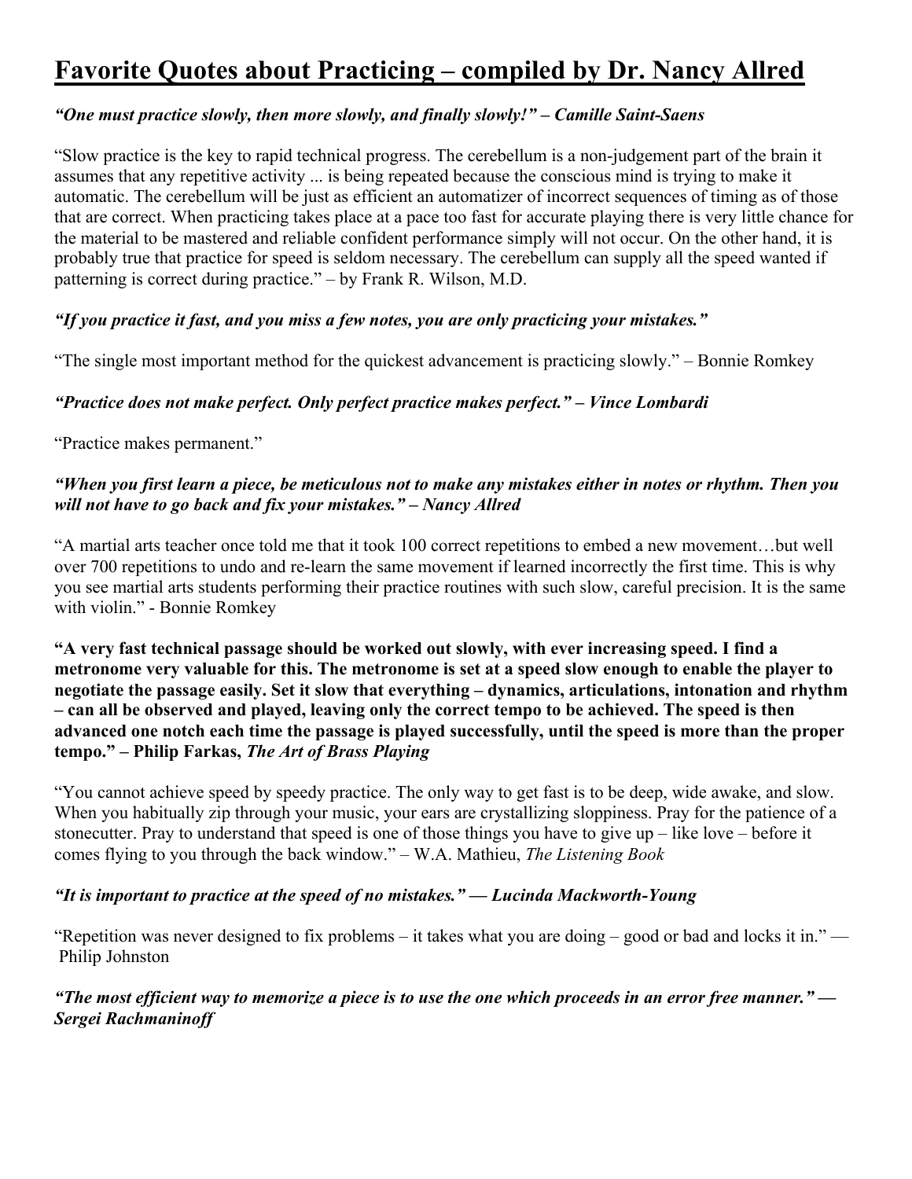# **Favorite Quotes about Practicing – compiled by Dr. Nancy Allred**

***"One must practice slowly, then more slowly, and finally slowly!" – Camille Saint-Saens***

"Slow practice is the key to rapid technical progress. The cerebellum is a non-judgement part of the brain it assumes that any repetitive activity ... is being repeated because the conscious mind is trying to make it automatic. The cerebellum will be just as efficient an automatizer of incorrect sequences of timing as of those that are correct. When practicing takes place at a pace too fast for accurate playing there is very little chance for the material to be mastered and reliable confident performance simply will not occur. On the other hand, it is probably true that practice for speed is seldom necessary. The cerebellum can supply all the speed wanted if patterning is correct during practice." – by Frank R. Wilson, M.D.

***"If you practice it fast, and you miss a few notes, you are only practicing your mistakes."***

"The single most important method for the quickest advancement is practicing slowly." – Bonnie Romkey

***"Practice does not make perfect. Only perfect practice makes perfect." – Vince Lombardi***

"Practice makes permanent."

***"When you first learn a piece, be meticulous not to make any mistakes either in notes or rhythm. Then you will not have to go back and fix your mistakes." – Nancy Allred***

"A martial arts teacher once told me that it took 100 correct repetitions to embed a new movement…but well over 700 repetitions to undo and re-learn the same movement if learned incorrectly the first time. This is why you see martial arts students performing their practice routines with such slow, careful precision. It is the same with violin." - Bonnie Romkey

**"A very fast technical passage should be worked out slowly, with ever increasing speed. I find a metronome very valuable for this. The metronome is set at a speed slow enough to enable the player to negotiate the passage easily. Set it slow that everything – dynamics, articulations, intonation and rhythm – can all be observed and played, leaving only the correct tempo to be achieved. The speed is then advanced one notch each time the passage is played successfully, until the speed is more than the proper tempo." – Philip Farkas, *The Art of Brass Playing***

"You cannot achieve speed by speedy practice. The only way to get fast is to be deep, wide awake, and slow. When you habitually zip through your music, your ears are crystallizing sloppiness. Pray for the patience of a stonecutter. Pray to understand that speed is one of those things you have to give up – like love – before it comes flying to you through the back window." – W.A. Mathieu, *The Listening Book*

***"It is important to practice at the speed of no mistakes." — Lucinda Mackworth-Young***

"Repetition was never designed to fix problems – it takes what you are doing – good or bad and locks it in." — Philip Johnston

***"The most efficient way to memorize a piece is to use the one which proceeds in an error free manner." — Sergei Rachmaninoff***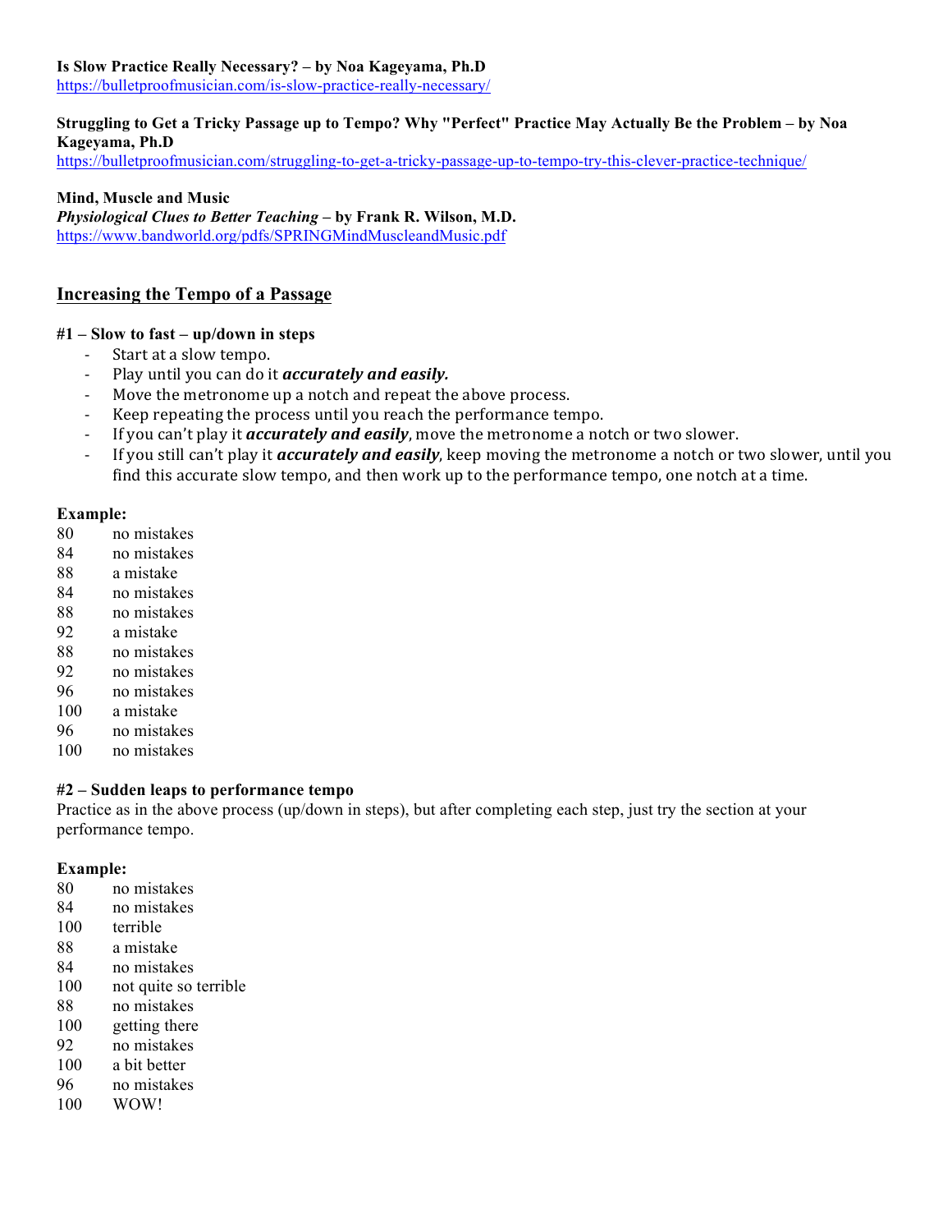**Is Slow Practice Really Necessary? – by Noa Kageyama, Ph.D**
https://bulletproofmusician.com/is-slow-practice-really-necessary/

**Struggling to Get a Tricky Passage up to Tempo? Why "Perfect" Practice May Actually Be the Problem – by Noa Kageyama, Ph.D**
https://bulletproofmusician.com/struggling-to-get-a-tricky-passage-up-to-tempo-try-this-clever-practice-technique/

**Mind, Muscle and Music**
***Physiological Clues to Better Teaching* – by Frank R. Wilson, M.D.**
https://www.bandworld.org/pdfs/SPRINGMindMuscleandMusic.pdf

## Increasing the Tempo of a Passage

**#1 – Slow to fast – up/down in steps**

- Start at a slow tempo.
- Play until you can do it ***accurately and easily.***
- Move the metronome up a notch and repeat the above process.
- Keep repeating the process until you reach the performance tempo.
- If you can't play it ***accurately and easily***, move the metronome a notch or two slower.
- If you still can't play it ***accurately and easily***, keep moving the metronome a notch or two slower, until you find this accurate slow tempo, and then work up to the performance tempo, one notch at a time.

**Example:**

| | |
|---|---|
| 80 | no mistakes |
| 84 | no mistakes |
| 88 | a mistake |
| 84 | no mistakes |
| 88 | no mistakes |
| 92 | a mistake |
| 88 | no mistakes |
| 92 | no mistakes |
| 96 | no mistakes |
| 100 | a mistake |
| 96 | no mistakes |
| 100 | no mistakes |

**#2 – Sudden leaps to performance tempo**

Practice as in the above process (up/down in steps), but after completing each step, just try the section at your performance tempo.

**Example:**

| | |
|---|---|
| 80 | no mistakes |
| 84 | no mistakes |
| 100 | terrible |
| 88 | a mistake |
| 84 | no mistakes |
| 100 | not quite so terrible |
| 88 | no mistakes |
| 100 | getting there |
| 92 | no mistakes |
| 100 | a bit better |
| 96 | no mistakes |
| 100 | WOW! |